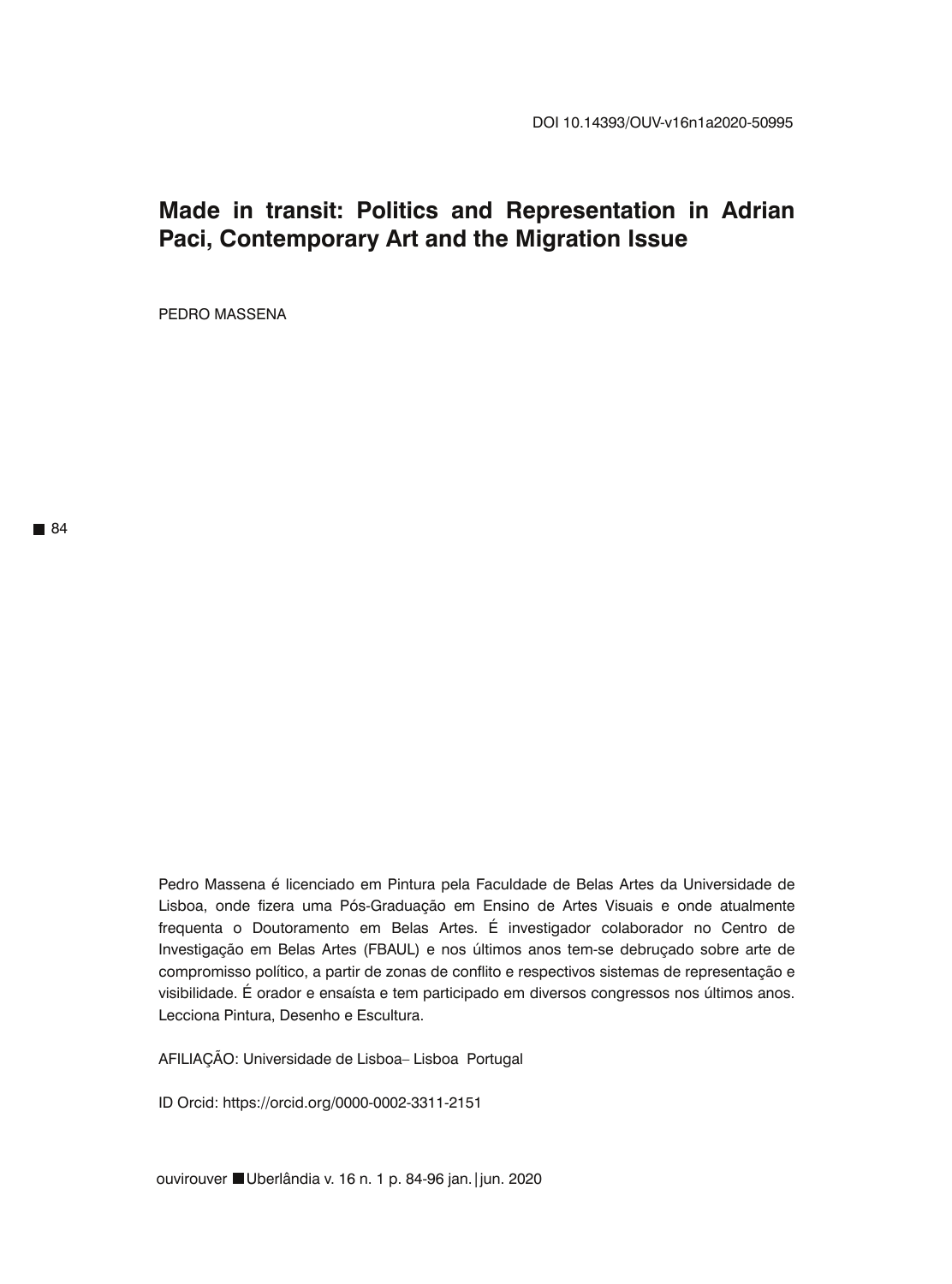DOI 10.14393/OUV-v16n1a2020-50995

# Made in transit: Politics and Representation in Adrian Paci, Contemporary Art and the Migration Issue

PEDRO MASSENA

Pedro Massena é licenciado em Pintura pela Faculdade de Belas Artes da Universidade de Lisboa, onde fizera uma Pós-Graduação em Ensino de Artes Visuais e onde atualmente frequenta o Doutoramento em Belas Artes. É investigador colaborador no Centro de Investigação em Belas Artes (FBAUL) e nos últimos anos tem-se debruçado sobre arte de compromisso político, a partir de zonas de conflito e respectivos sistemas de representação e visibilidade. É orador e ensaísta e tem participado em diversos congressos nos últimos anos. Lecciona Pintura, Desenho e Escultura.

AFILIAÇÃO: Universidade de Lisboa– Lisboa Portugal

ID Orcid: https://orcid.org/0000-0002-3311-2151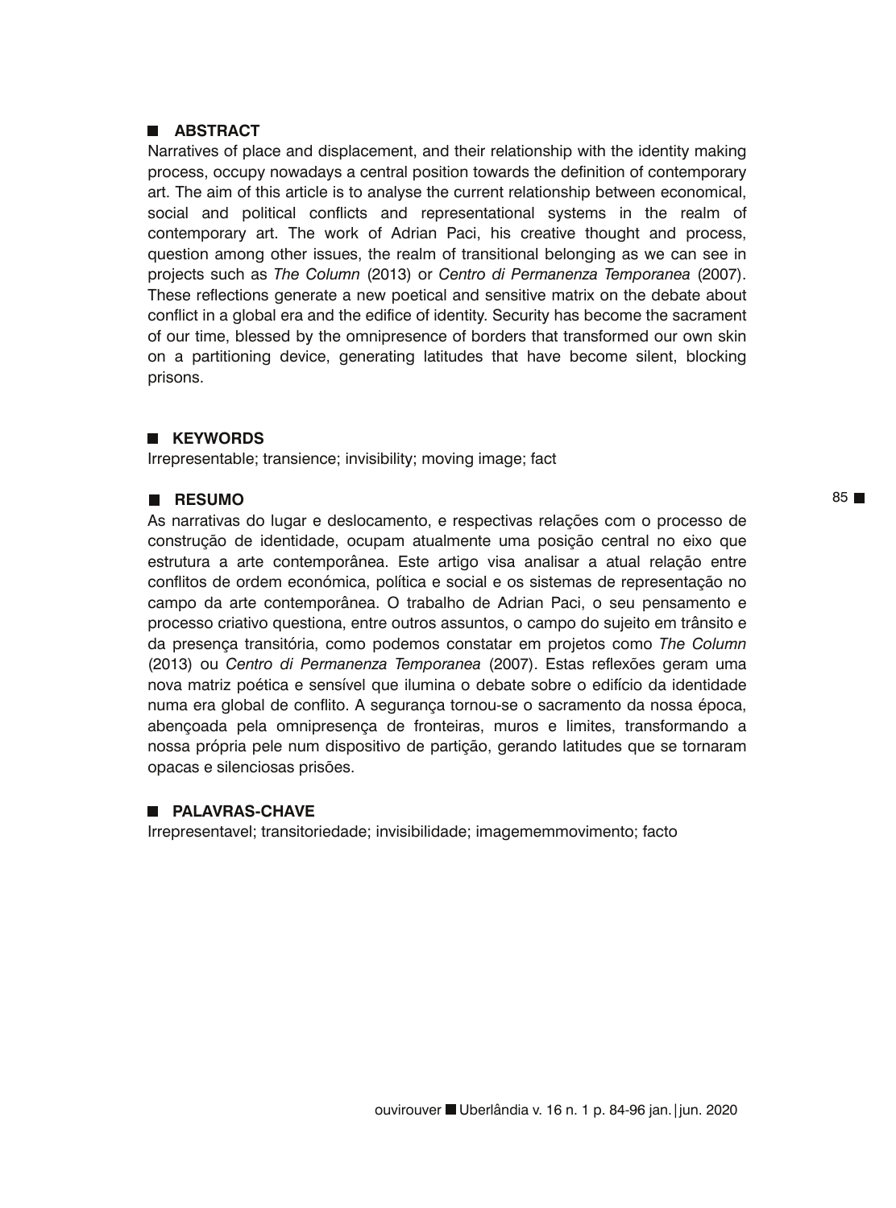## ABSTRACT

Narratives of place and displacement, and their relationship with the identity making process, occupy nowadays a central position towards the definition of contemporary art. The aim of this article is to analyse the current relationship between economical, social and political conflicts and representational systems in the realm of contemporary art. The work of Adrian Paci, his creative thought and process, question among other issues, the realm of transitional belonging as we can see in projects such as *The Column* (2013) or *Centro di Permanenza Temporanea* (2007). These reflections generate a new poetical and sensitive matrix on the debate about conflict in a global era and the edifice of identity. Security has become the sacrament of our time, blessed by the omnipresence of borders that transformed our own skin on a partitioning device, generating latitudes that have become silent, blocking prisons.

## KEYWORDS

Irrepresentable; transience; invisibility; moving image; fact

## RESUMO

As narrativas do lugar e deslocamento, e respectivas relações com o processo de construção de identidade, ocupam atualmente uma posição central no eixo que estrutura a arte contemporânea. Este artigo visa analisar a atual relação entre conflitos de ordem económica, política e social e os sistemas de representação no campo da arte contemporânea. O trabalho de Adrian Paci, o seu pensamento e processo criativo questiona, entre outros assuntos, o campo do sujeito em trânsito e da presença transitória, como podemos constatar em projetos como *The Column* (2013) ou *Centro di Permanenza Temporanea* (2007). Estas reflexões geram uma nova matriz poética e sensível que ilumina o debate sobre o edifício da identidade numa era global de conflito. A segurança tornou-se o sacramento da nossa época, abençoada pela omnipresença de fronteiras, muros e limites, transformando a nossa própria pele num dispositivo de partição, gerando latitudes que se tornaram opacas e silenciosas prisões.

## PALAVRAS-CHAVE

Irrepresentavel; transitoriedade; invisibilidade; imagememmovimento; facto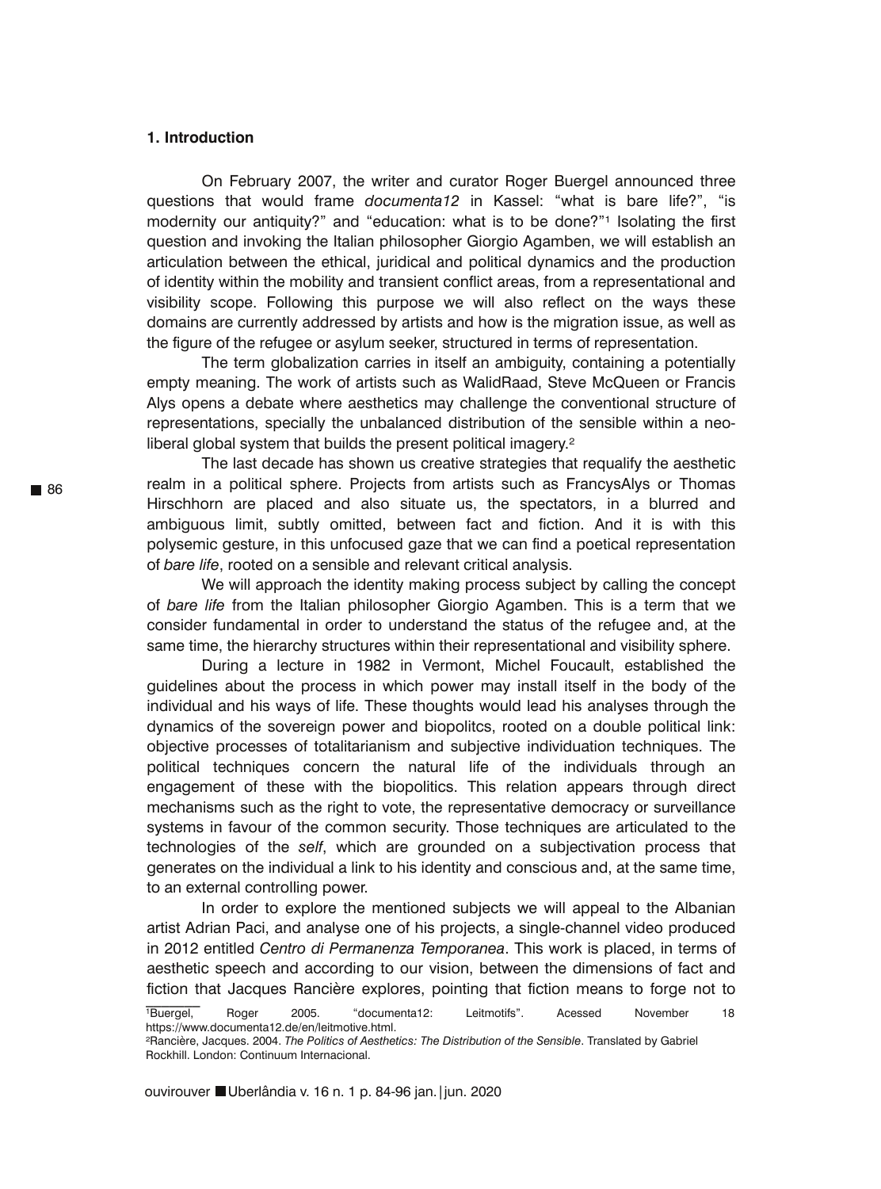**1. Introduction**

On February 2007, the writer and curator Roger Buergel announced three questions that would frame *documenta12* in Kassel: "what is bare life?", "is modernity our antiquity?" and "education: what is to be done?"[1] Isolating the first question and invoking the Italian philosopher Giorgio Agamben, we will establish an articulation between the ethical, juridical and political dynamics and the production of identity within the mobility and transient conflict areas, from a representational and visibility scope. Following this purpose we will also reflect on the ways these domains are currently addressed by artists and how is the migration issue, as well as the figure of the refugee or asylum seeker, structured in terms of representation.

The term globalization carries in itself an ambiguity, containing a potentially empty meaning. The work of artists such as WalidRaad, Steve McQueen or Francis Alys opens a debate where aesthetics may challenge the conventional structure of representations, specially the unbalanced distribution of the sensible within a neo-liberal global system that builds the present political imagery.[2]

The last decade has shown us creative strategies that requalify the aesthetic realm in a political sphere. Projects from artists such as FrancysAlys or Thomas Hirschhorn are placed and also situate us, the spectators, in a blurred and ambiguous limit, subtly omitted, between fact and fiction. And it is with this polysemic gesture, in this unfocused gaze that we can find a poetical representation of *bare life*, rooted on a sensible and relevant critical analysis.

We will approach the identity making process subject by calling the concept of *bare life* from the Italian philosopher Giorgio Agamben. This is a term that we consider fundamental in order to understand the status of the refugee and, at the same time, the hierarchy structures within their representational and visibility sphere.

During a lecture in 1982 in Vermont, Michel Foucault, established the guidelines about the process in which power may install itself in the body of the individual and his ways of life. These thoughts would lead his analyses through the dynamics of the sovereign power and biopolitcs, rooted on a double political link: objective processes of totalitarianism and subjective individuation techniques. The political techniques concern the natural life of the individuals through an engagement of these with the biopolitics. This relation appears through direct mechanisms such as the right to vote, the representative democracy or surveillance systems in favour of the common security. Those techniques are articulated to the technologies of the *self*, which are grounded on a subjectivation process that generates on the individual a link to his identity and conscious and, at the same time, to an external controlling power.

In order to explore the mentioned subjects we will appeal to the Albanian artist Adrian Paci, and analyse one of his projects, a single-channel video produced in 2012 entitled *Centro di Permanenza Temporanea*. This work is placed, in terms of aesthetic speech and according to our vision, between the dimensions of fact and fiction that Jacques Rancière explores, pointing that fiction means to forge not to

---

[1] Buergel, Roger 2005. "documenta12: Leitmotifs". Acessed November 18 https://www.documenta12.de/en/leitmotive.html.

[2] Rancière, Jacques. 2004. *The Politics of Aesthetics: The Distribution of the Sensible*. Translated by Gabriel Rockhill. London: Continuum Internacional.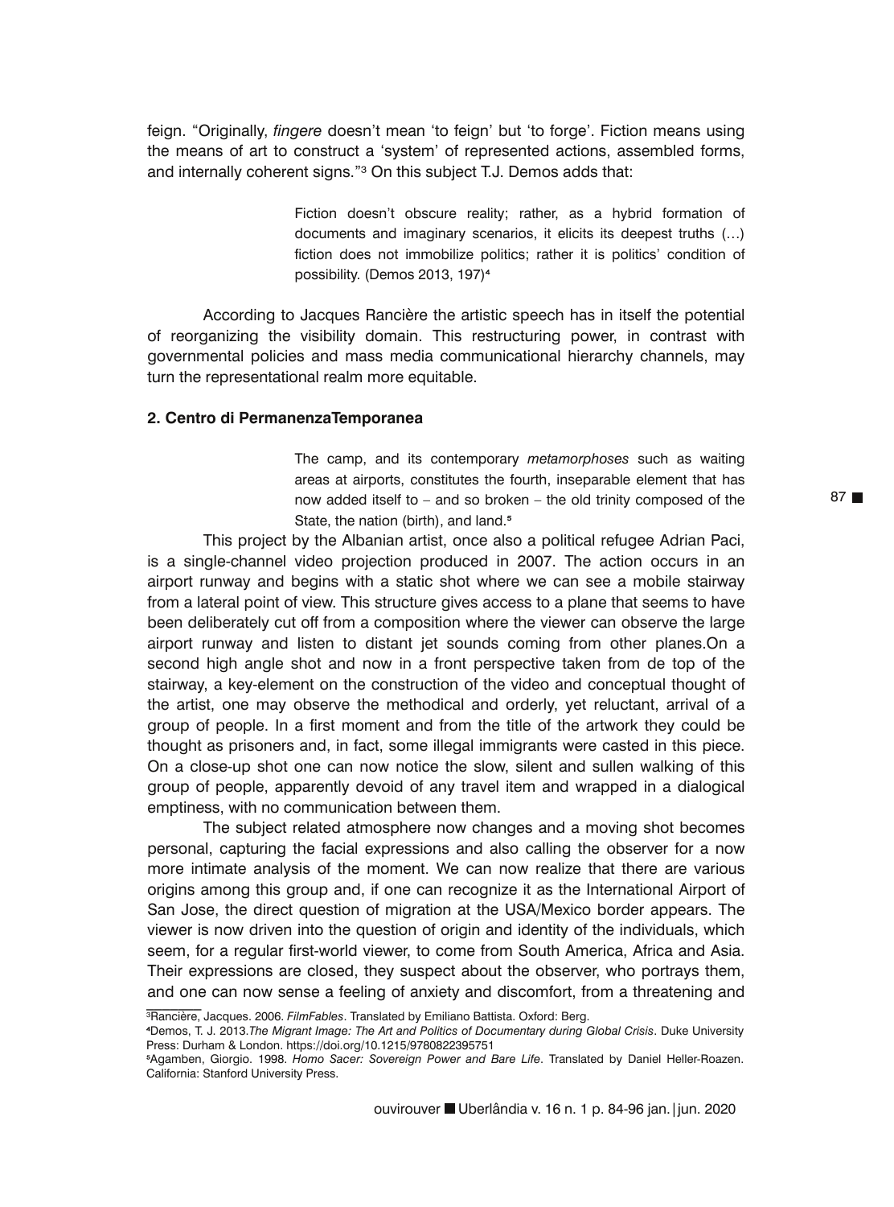feign. "Originally, *fingere* doesn't mean 'to feign' but 'to forge'. Fiction means using the means of art to construct a 'system' of represented actions, assembled forms, and internally coherent signs."[3] On this subject T.J. Demos adds that:

> Fiction doesn't obscure reality; rather, as a hybrid formation of documents and imaginary scenarios, it elicits its deepest truths (…) fiction does not immobilize politics; rather it is politics' condition of possibility. (Demos 2013, 197)[4]

According to Jacques Rancière the artistic speech has in itself the potential of reorganizing the visibility domain. This restructuring power, in contrast with governmental policies and mass media communicational hierarchy channels, may turn the representational realm more equitable.

### 2. Centro di PermanenzaTemporanea

> The camp, and its contemporary *metamorphoses* such as waiting areas at airports, constitutes the fourth, inseparable element that has now added itself to – and so broken – the old trinity composed of the State, the nation (birth), and land.[5]

This project by the Albanian artist, once also a political refugee Adrian Paci, is a single-channel video projection produced in 2007. The action occurs in an airport runway and begins with a static shot where we can see a mobile stairway from a lateral point of view. This structure gives access to a plane that seems to have been deliberately cut off from a composition where the viewer can observe the large airport runway and listen to distant jet sounds coming from other planes.On a second high angle shot and now in a front perspective taken from de top of the stairway, a key-element on the construction of the video and conceptual thought of the artist, one may observe the methodical and orderly, yet reluctant, arrival of a group of people. In a first moment and from the title of the artwork they could be thought as prisoners and, in fact, some illegal immigrants were casted in this piece. On a close-up shot one can now notice the slow, silent and sullen walking of this group of people, apparently devoid of any travel item and wrapped in a dialogical emptiness, with no communication between them.

The subject related atmosphere now changes and a moving shot becomes personal, capturing the facial expressions and also calling the observer for a now more intimate analysis of the moment. We can now realize that there are various origins among this group and, if one can recognize it as the International Airport of San Jose, the direct question of migration at the USA/Mexico border appears. The viewer is now driven into the question of origin and identity of the individuals, which seem, for a regular first-world viewer, to come from South America, Africa and Asia. Their expressions are closed, they suspect about the observer, who portrays them, and one can now sense a feeling of anxiety and discomfort, from a threatening and

---

[3] Rancière, Jacques. 2006. *FilmFables*. Translated by Emiliano Battista. Oxford: Berg.

[4] Demos, T. J. 2013.*The Migrant Image: The Art and Politics of Documentary during Global Crisis*. Duke University Press: Durham & London. https://doi.org/10.1215/9780822395751

[5] Agamben, Giorgio. 1998. *Homo Sacer: Sovereign Power and Bare Life*. Translated by Daniel Heller-Roazen. California: Stanford University Press.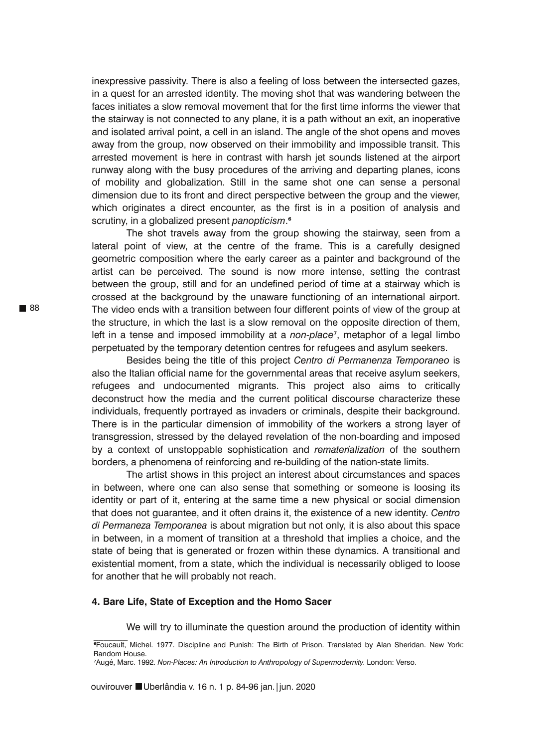inexpressive passivity. There is also a feeling of loss between the intersected gazes, in a quest for an arrested identity. The moving shot that was wandering between the faces initiates a slow removal movement that for the first time informs the viewer that the stairway is not connected to any plane, it is a path without an exit, an inoperative and isolated arrival point, a cell in an island. The angle of the shot opens and moves away from the group, now observed on their immobility and impossible transit. This arrested movement is here in contrast with harsh jet sounds listened at the airport runway along with the busy procedures of the arriving and departing planes, icons of mobility and globalization. Still in the same shot one can sense a personal dimension due to its front and direct perspective between the group and the viewer, which originates a direct encounter, as the first is in a position of analysis and scrutiny, in a globalized present *panopticism*.[6]

The shot travels away from the group showing the stairway, seen from a lateral point of view, at the centre of the frame. This is a carefully designed geometric composition where the early career as a painter and background of the artist can be perceived. The sound is now more intense, setting the contrast between the group, still and for an undefined period of time at a stairway which is crossed at the background by the unaware functioning of an international airport. The video ends with a transition between four different points of view of the group at the structure, in which the last is a slow removal on the opposite direction of them, left in a tense and imposed immobility at a *non-place*[7], metaphor of a legal limbo perpetuated by the temporary detention centres for refugees and asylum seekers.

Besides being the title of this project *Centro di Permanenza Temporaneo* is also the Italian official name for the governmental areas that receive asylum seekers, refugees and undocumented migrants. This project also aims to critically deconstruct how the media and the current political discourse characterize these individuals, frequently portrayed as invaders or criminals, despite their background. There is in the particular dimension of immobility of the workers a strong layer of transgression, stressed by the delayed revelation of the non-boarding and imposed by a context of unstoppable sophistication and *rematerialization* of the southern borders, a phenomena of reinforcing and re-building of the nation-state limits.

The artist shows in this project an interest about circumstances and spaces in between, where one can also sense that something or someone is loosing its identity or part of it, entering at the same time a new physical or social dimension that does not guarantee, and it often drains it, the existence of a new identity. *Centro di Permaneza Temporanea* is about migration but not only, it is also about this space in between, in a moment of transition at a threshold that implies a choice, and the state of being that is generated or frozen within these dynamics. A transitional and existential moment, from a state, which the individual is necessarily obliged to loose for another that he will probably not reach.

#### 4. Bare Life, State of Exception and the Homo Sacer

We will try to illuminate the question around the production of identity within

---

[6]Foucault, Michel. 1977. Discipline and Punish: The Birth of Prison. Translated by Alan Sheridan. New York: Random House.

[7]Augé, Marc. 1992. *Non-Places: An Introduction to Anthropology of Supermodernity.* London: Verso.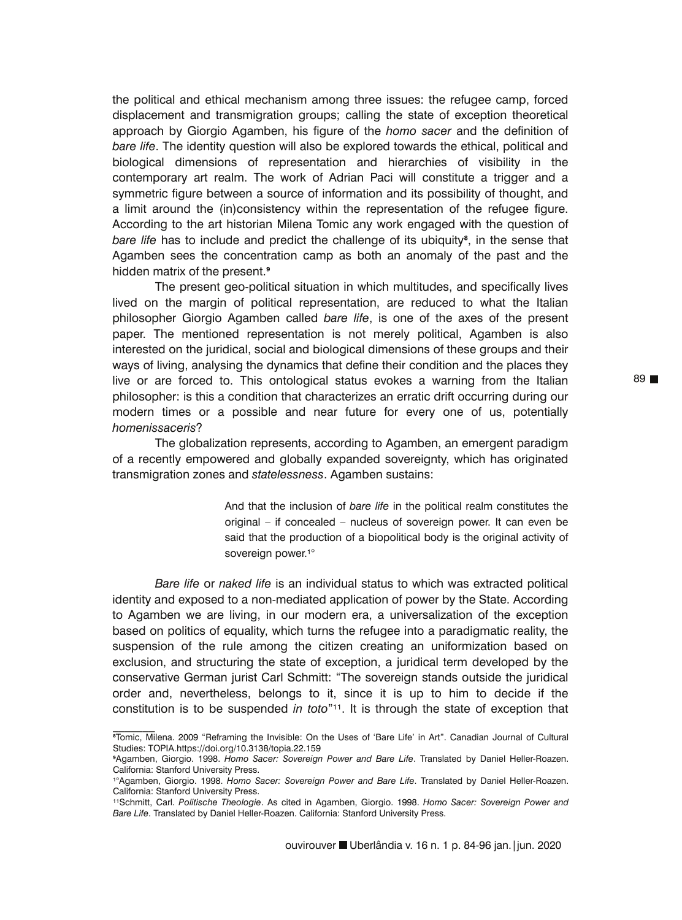the political and ethical mechanism among three issues: the refugee camp, forced displacement and transmigration groups; calling the state of exception theoretical approach by Giorgio Agamben, his figure of the *homo sacer* and the definition of *bare life*. The identity question will also be explored towards the ethical, political and biological dimensions of representation and hierarchies of visibility in the contemporary art realm. The work of Adrian Paci will constitute a trigger and a symmetric figure between a source of information and its possibility of thought, and a limit around the (in)consistency within the representation of the refugee figure. According to the art historian Milena Tomic any work engaged with the question of *bare life* has to include and predict the challenge of its ubiquity[8], in the sense that Agamben sees the concentration camp as both an anomaly of the past and the hidden matrix of the present.[9]

The present geo-political situation in which multitudes, and specifically lives lived on the margin of political representation, are reduced to what the Italian philosopher Giorgio Agamben called *bare life*, is one of the axes of the present paper. The mentioned representation is not merely political, Agamben is also interested on the juridical, social and biological dimensions of these groups and their ways of living, analysing the dynamics that define their condition and the places they live or are forced to. This ontological status evokes a warning from the Italian philosopher: is this a condition that characterizes an erratic drift occurring during our modern times or a possible and near future for every one of us, potentially *homenissaceris*?

The globalization represents, according to Agamben, an emergent paradigm of a recently empowered and globally expanded sovereignty, which has originated transmigration zones and *statelessness*. Agamben sustains:

> And that the inclusion of *bare life* in the political realm constitutes the original – if concealed – nucleus of sovereign power. It can even be said that the production of a biopolitical body is the original activity of sovereign power.[10]

*Bare life* or *naked life* is an individual status to which was extracted political identity and exposed to a non-mediated application of power by the State. According to Agamben we are living, in our modern era, a universalization of the exception based on politics of equality, which turns the refugee into a paradigmatic reality, the suspension of the rule among the citizen creating an uniformization based on exclusion, and structuring the state of exception, a juridical term developed by the conservative German jurist Carl Schmitt: "The sovereign stands outside the juridical order and, nevertheless, belongs to it, since it is up to him to decide if the constitution is to be suspended *in toto*"[11]. It is through the state of exception that

---

[8] Tomic, Milena. 2009 "Reframing the Invisible: On the Uses of 'Bare Life' in Art". Canadian Journal of Cultural Studies: TOPIA.https://doi.org/10.3138/topia.22.159

[9] Agamben, Giorgio. 1998. *Homo Sacer: Sovereign Power and Bare Life*. Translated by Daniel Heller-Roazen. California: Stanford University Press.

[10] Agamben, Giorgio. 1998. *Homo Sacer: Sovereign Power and Bare Life*. Translated by Daniel Heller-Roazen. California: Stanford University Press.

[11] Schmitt, Carl. *Politische Theologie*. As cited in Agamben, Giorgio. 1998. *Homo Sacer: Sovereign Power and Bare Life*. Translated by Daniel Heller-Roazen. California: Stanford University Press.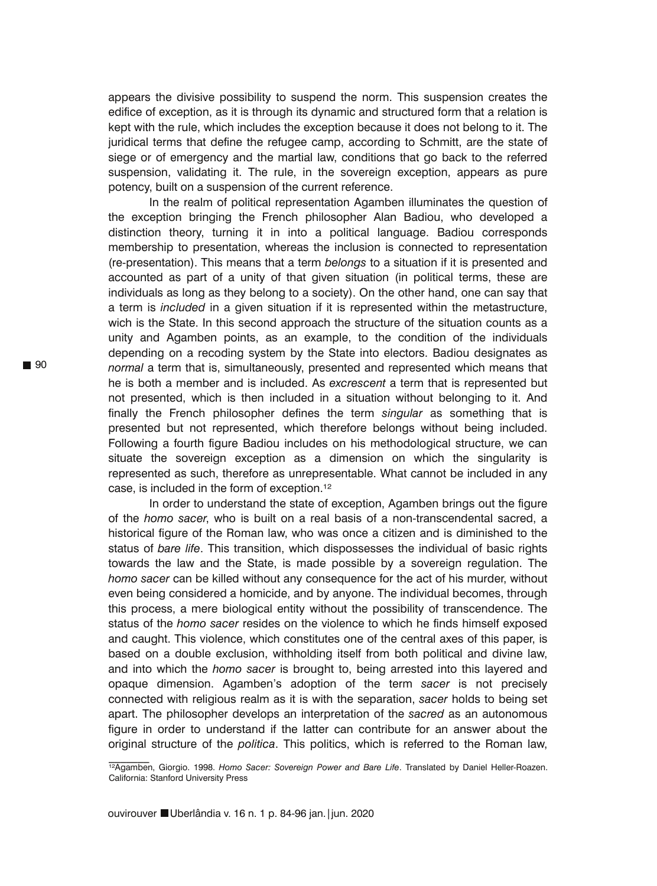appears the divisive possibility to suspend the norm. This suspension creates the edifice of exception, as it is through its dynamic and structured form that a relation is kept with the rule, which includes the exception because it does not belong to it. The juridical terms that define the refugee camp, according to Schmitt, are the state of siege or of emergency and the martial law, conditions that go back to the referred suspension, validating it. The rule, in the sovereign exception, appears as pure potency, built on a suspension of the current reference.

In the realm of political representation Agamben illuminates the question of the exception bringing the French philosopher Alan Badiou, who developed a distinction theory, turning it in into a political language. Badiou corresponds membership to presentation, whereas the inclusion is connected to representation (re-presentation). This means that a term *belongs* to a situation if it is presented and accounted as part of a unity of that given situation (in political terms, these are individuals as long as they belong to a society). On the other hand, one can say that a term is *included* in a given situation if it is represented within the metastructure, wich is the State. In this second approach the structure of the situation counts as a unity and Agamben points, as an example, to the condition of the individuals depending on a recoding system by the State into electors. Badiou designates as *normal* a term that is, simultaneously, presented and represented which means that he is both a member and is included. As *excrescent* a term that is represented but not presented, which is then included in a situation without belonging to it. And finally the French philosopher defines the term *singular* as something that is presented but not represented, which therefore belongs without being included. Following a fourth figure Badiou includes on his methodological structure, we can situate the sovereign exception as a dimension on which the singularity is represented as such, therefore as unrepresentable. What cannot be included in any case, is included in the form of exception.[12]

In order to understand the state of exception, Agamben brings out the figure of the *homo sacer*, who is built on a real basis of a non-transcendental sacred, a historical figure of the Roman law, who was once a citizen and is diminished to the status of *bare life*. This transition, which dispossesses the individual of basic rights towards the law and the State, is made possible by a sovereign regulation. The *homo sacer* can be killed without any consequence for the act of his murder, without even being considered a homicide, and by anyone. The individual becomes, through this process, a mere biological entity without the possibility of transcendence. The status of the *homo sacer* resides on the violence to which he finds himself exposed and caught. This violence, which constitutes one of the central axes of this paper, is based on a double exclusion, withholding itself from both political and divine law, and into which the *homo sacer* is brought to, being arrested into this layered and opaque dimension. Agamben's adoption of the term *sacer* is not precisely connected with religious realm as it is with the separation, *sacer* holds to being set apart. The philosopher develops an interpretation of the *sacred* as an autonomous figure in order to understand if the latter can contribute for an answer about the original structure of the *politica*. This politics, which is referred to the Roman law,

[12] Agamben, Giorgio. 1998. *Homo Sacer: Sovereign Power and Bare Life*. Translated by Daniel Heller-Roazen. California: Stanford University Press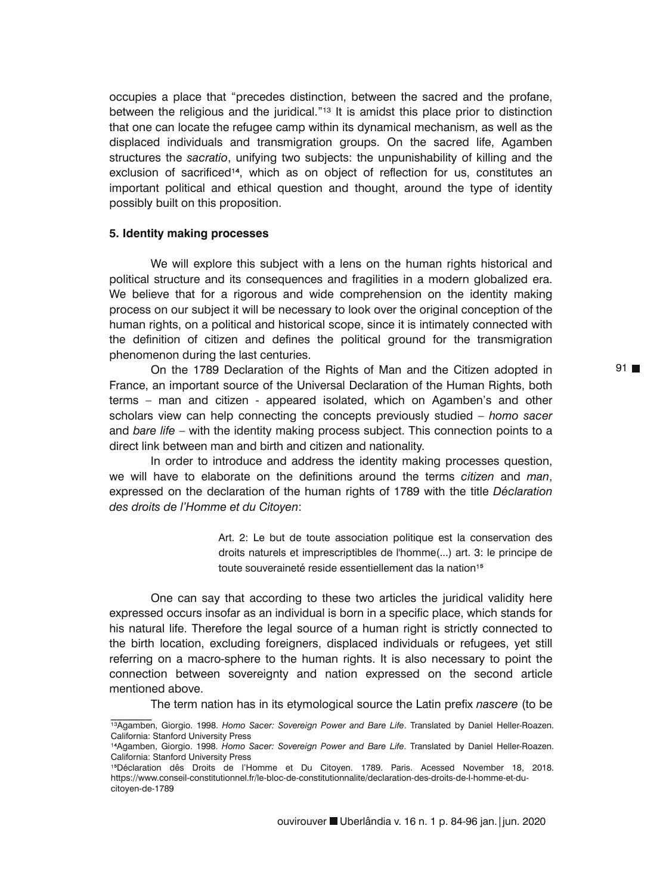occupies a place that "precedes distinction, between the sacred and the profane, between the religious and the juridical."[13] It is amidst this place prior to distinction that one can locate the refugee camp within its dynamical mechanism, as well as the displaced individuals and transmigration groups. On the sacred life, Agamben structures the *sacratio*, unifying two subjects: the unpunishability of killing and the exclusion of sacrificed[14], which as on object of reflection for us, constitutes an important political and ethical question and thought, around the type of identity possibly built on this proposition.

**5. Identity making processes**

We will explore this subject with a lens on the human rights historical and political structure and its consequences and fragilities in a modern globalized era. We believe that for a rigorous and wide comprehension on the identity making process on our subject it will be necessary to look over the original conception of the human rights, on a political and historical scope, since it is intimately connected with the definition of citizen and defines the political ground for the transmigration phenomenon during the last centuries.

On the 1789 Declaration of the Rights of Man and the Citizen adopted in France, an important source of the Universal Declaration of the Human Rights, both terms – man and citizen - appeared isolated, which on Agamben's and other scholars view can help connecting the concepts previously studied – *homo sacer* and *bare life* – with the identity making process subject. This connection points to a direct link between man and birth and citizen and nationality.

In order to introduce and address the identity making processes question, we will have to elaborate on the definitions around the terms *citizen* and *man*, expressed on the declaration of the human rights of 1789 with the title *Déclaration des droits de l'Homme et du Citoyen*:

> Art. 2: Le but de toute association politique est la conservation des droits naturels et imprescriptibles de l'homme(...) art. 3: le principe de toute souveraineté reside essentiellement das la nation[15]

One can say that according to these two articles the juridical validity here expressed occurs insofar as an individual is born in a specific place, which stands for his natural life. Therefore the legal source of a human right is strictly connected to the birth location, excluding foreigners, displaced individuals or refugees, yet still referring on a macro-sphere to the human rights. It is also necessary to point the connection between sovereignty and nation expressed on the second article mentioned above.

The term nation has in its etymological source the Latin prefix *nascere* (to be

---

[13] Agamben, Giorgio. 1998. *Homo Sacer: Sovereign Power and Bare Life*. Translated by Daniel Heller-Roazen. California: Stanford University Press

[14] Agamben, Giorgio. 1998. *Homo Sacer: Sovereign Power and Bare Life*. Translated by Daniel Heller-Roazen. California: Stanford University Press

[15] Déclaration dês Droits de l'Homme et Du Citoyen. 1789. Paris. Acessed November 18, 2018. https://www.conseil-constitutionnel.fr/le-bloc-de-constitutionnalite/declaration-des-droits-de-l-homme-et-du-citoyen-de-1789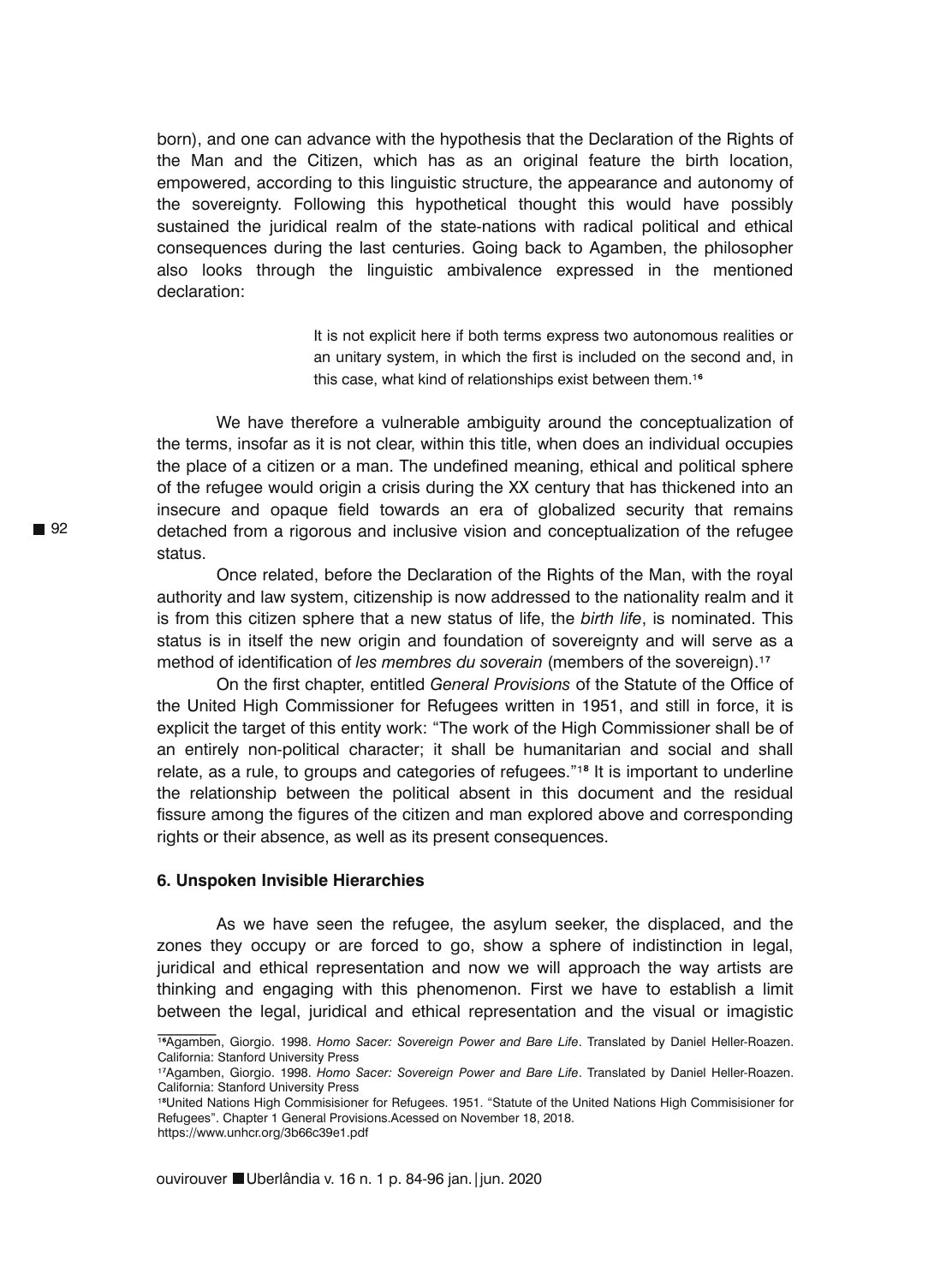born), and one can advance with the hypothesis that the Declaration of the Rights of the Man and the Citizen, which has as an original feature the birth location, empowered, according to this linguistic structure, the appearance and autonomy of the sovereignty. Following this hypothetical thought this would have possibly sustained the juridical realm of the state-nations with radical political and ethical consequences during the last centuries. Going back to Agamben, the philosopher also looks through the linguistic ambivalence expressed in the mentioned declaration:

> It is not explicit here if both terms express two autonomous realities or an unitary system, in which the first is included on the second and, in this case, what kind of relationships exist between them.[16]

We have therefore a vulnerable ambiguity around the conceptualization of the terms, insofar as it is not clear, within this title, when does an individual occupies the place of a citizen or a man. The undefined meaning, ethical and political sphere of the refugee would origin a crisis during the XX century that has thickened into an insecure and opaque field towards an era of globalized security that remains detached from a rigorous and inclusive vision and conceptualization of the refugee status.

Once related, before the Declaration of the Rights of the Man, with the royal authority and law system, citizenship is now addressed to the nationality realm and it is from this citizen sphere that a new status of life, the *birth life*, is nominated. This status is in itself the new origin and foundation of sovereignty and will serve as a method of identification of *les membres du soverain* (members of the sovereign).[17]

On the first chapter, entitled *General Provisions* of the Statute of the Office of the United High Commissioner for Refugees written in 1951, and still in force, it is explicit the target of this entity work: "The work of the High Commissioner shall be of an entirely non-political character; it shall be humanitarian and social and shall relate, as a rule, to groups and categories of refugees."[18] It is important to underline the relationship between the political absent in this document and the residual fissure among the figures of the citizen and man explored above and corresponding rights or their absence, as well as its present consequences.

### 6. Unspoken Invisible Hierarchies

As we have seen the refugee, the asylum seeker, the displaced, and the zones they occupy or are forced to go, show a sphere of indistinction in legal, juridical and ethical representation and now we will approach the way artists are thinking and engaging with this phenomenon. First we have to establish a limit between the legal, juridical and ethical representation and the visual or imagistic

[16] Agamben, Giorgio. 1998. *Homo Sacer: Sovereign Power and Bare Life*. Translated by Daniel Heller-Roazen. California: Stanford University Press

[17] Agamben, Giorgio. 1998. *Homo Sacer: Sovereign Power and Bare Life*. Translated by Daniel Heller-Roazen. California: Stanford University Press

[18] United Nations High Commisisioner for Refugees. 1951. "Statute of the United Nations High Commisisioner for Refugees". Chapter 1 General Provisions.Acessed on November 18, 2018. https://www.unhcr.org/3b66c39e1.pdf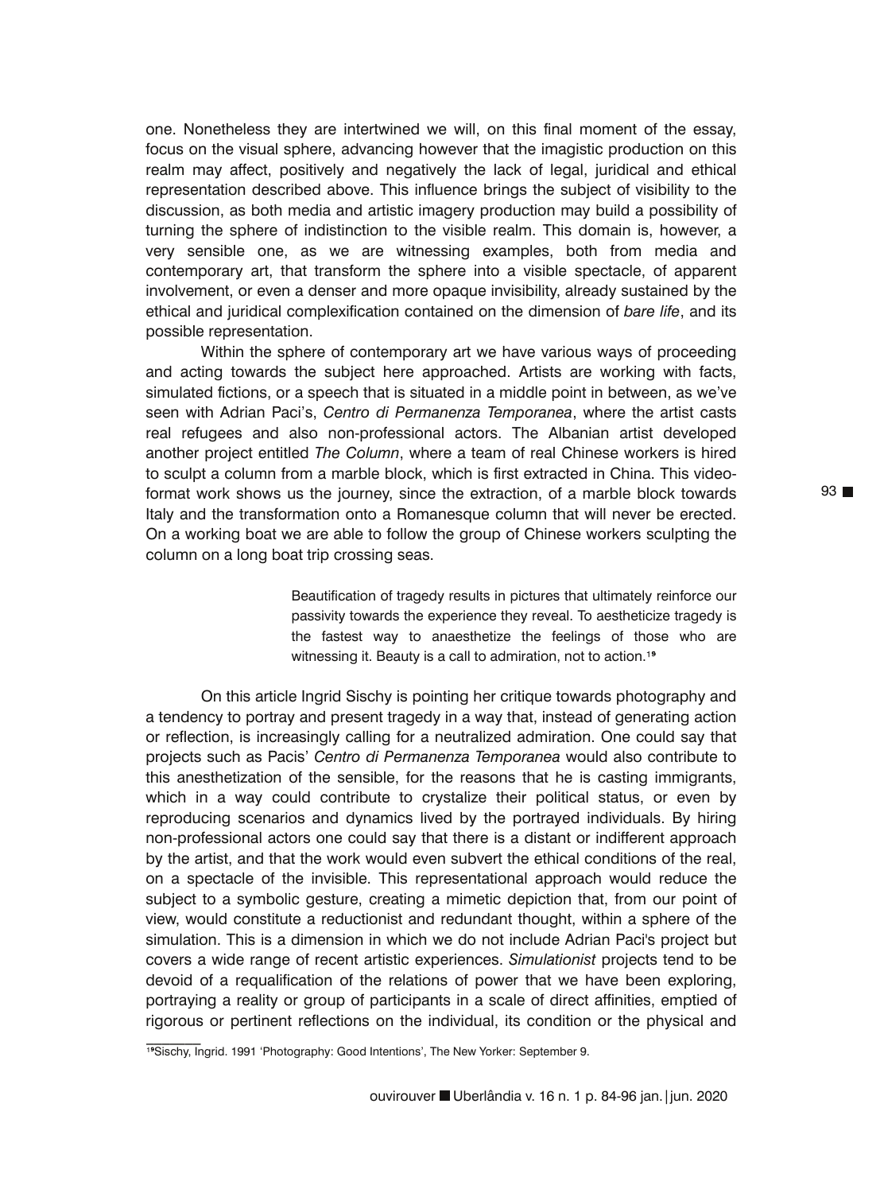one. Nonetheless they are intertwined we will, on this final moment of the essay, focus on the visual sphere, advancing however that the imagistic production on this realm may affect, positively and negatively the lack of legal, juridical and ethical representation described above. This influence brings the subject of visibility to the discussion, as both media and artistic imagery production may build a possibility of turning the sphere of indistinction to the visible realm. This domain is, however, a very sensible one, as we are witnessing examples, both from media and contemporary art, that transform the sphere into a visible spectacle, of apparent involvement, or even a denser and more opaque invisibility, already sustained by the ethical and juridical complexification contained on the dimension of *bare life*, and its possible representation.

Within the sphere of contemporary art we have various ways of proceeding and acting towards the subject here approached. Artists are working with facts, simulated fictions, or a speech that is situated in a middle point in between, as we've seen with Adrian Paci's, *Centro di Permanenza Temporanea*, where the artist casts real refugees and also non-professional actors. The Albanian artist developed another project entitled *The Column*, where a team of real Chinese workers is hired to sculpt a column from a marble block, which is first extracted in China. This video-format work shows us the journey, since the extraction, of a marble block towards Italy and the transformation onto a Romanesque column that will never be erected. On a working boat we are able to follow the group of Chinese workers sculpting the column on a long boat trip crossing seas.

> Beautification of tragedy results in pictures that ultimately reinforce our passivity towards the experience they reveal. To aestheticize tragedy is the fastest way to anaesthetize the feelings of those who are witnessing it. Beauty is a call to admiration, not to action.[19]

On this article Ingrid Sischy is pointing her critique towards photography and a tendency to portray and present tragedy in a way that, instead of generating action or reflection, is increasingly calling for a neutralized admiration. One could say that projects such as Pacis' *Centro di Permanenza Temporanea* would also contribute to this anesthetization of the sensible, for the reasons that he is casting immigrants, which in a way could contribute to crystalize their political status, or even by reproducing scenarios and dynamics lived by the portrayed individuals. By hiring non-professional actors one could say that there is a distant or indifferent approach by the artist, and that the work would even subvert the ethical conditions of the real, on a spectacle of the invisible. This representational approach would reduce the subject to a symbolic gesture, creating a mimetic depiction that, from our point of view, would constitute a reductionist and redundant thought, within a sphere of the simulation. This is a dimension in which we do not include Adrian Paci's project but covers a wide range of recent artistic experiences. *Simulationist* projects tend to be devoid of a requalification of the relations of power that we have been exploring, portraying a reality or group of participants in a scale of direct affinities, emptied of rigorous or pertinent reflections on the individual, its condition or the physical and

---

[19] Sischy, Ingrid. 1991 'Photography: Good Intentions', The New Yorker: September 9.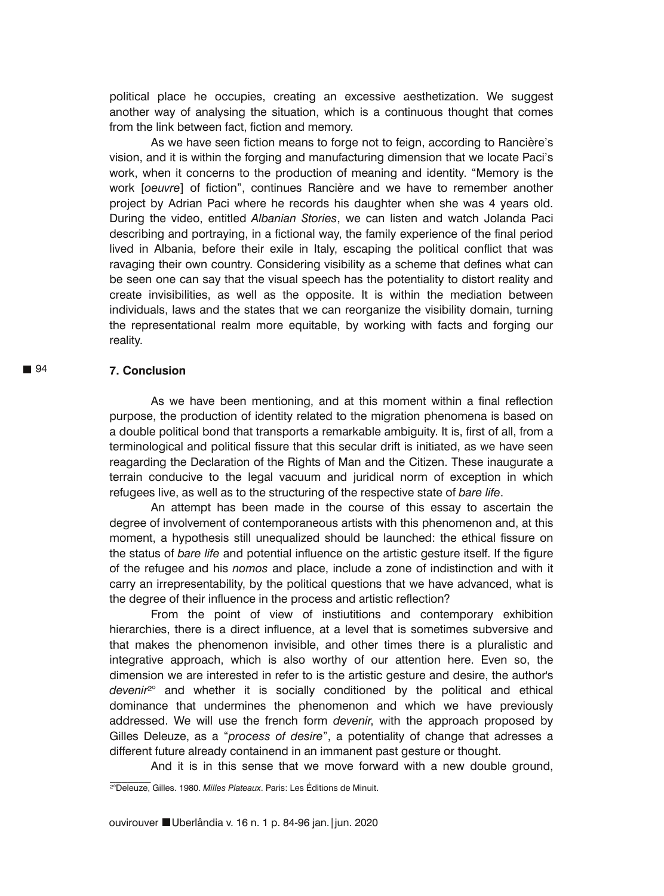political place he occupies, creating an excessive aesthetization. We suggest another way of analysing the situation, which is a continuous thought that comes from the link between fact, fiction and memory.

As we have seen fiction means to forge not to feign, according to Rancière's vision, and it is within the forging and manufacturing dimension that we locate Paci's work, when it concerns to the production of meaning and identity. "Memory is the work [*oeuvre*] of fiction", continues Rancière and we have to remember another project by Adrian Paci where he records his daughter when she was 4 years old. During the video, entitled *Albanian Stories*, we can listen and watch Jolanda Paci describing and portraying, in a fictional way, the family experience of the final period lived in Albania, before their exile in Italy, escaping the political conflict that was ravaging their own country. Considering visibility as a scheme that defines what can be seen one can say that the visual speech has the potentiality to distort reality and create invisibilities, as well as the opposite. It is within the mediation between individuals, laws and the states that we can reorganize the visibility domain, turning the representational realm more equitable, by working with facts and forging our reality.

## 7. Conclusion

As we have been mentioning, and at this moment within a final reflection purpose, the production of identity related to the migration phenomena is based on a double political bond that transports a remarkable ambiguity. It is, first of all, from a terminological and political fissure that this secular drift is initiated, as we have seen reagarding the Declaration of the Rights of Man and the Citizen. These inaugurate a terrain conducive to the legal vacuum and juridical norm of exception in which refugees live, as well as to the structuring of the respective state of *bare life*.

An attempt has been made in the course of this essay to ascertain the degree of involvement of contemporaneous artists with this phenomenon and, at this moment, a hypothesis still unequalized should be launched: the ethical fissure on the status of *bare life* and potential influence on the artistic gesture itself. If the figure of the refugee and his *nomos* and place, include a zone of indistinction and with it carry an irrepresentability, by the political questions that we have advanced, what is the degree of their influence in the process and artistic reflection?

From the point of view of instiutitions and contemporary exhibition hierarchies, there is a direct influence, at a level that is sometimes subversive and that makes the phenomenon invisible, and other times there is a pluralistic and integrative approach, which is also worthy of our attention here. Even so, the dimension we are interested in refer to is the artistic gesture and desire, the author's *devenir*[20] and whether it is socially conditioned by the political and ethical dominance that undermines the phenomenon and which we have previously addressed. We will use the french form *devenir*, with the approach proposed by Gilles Deleuze, as a "*process of desire*", a potentiality of change that adresses a different future already containend in an immanent past gesture or thought.

And it is in this sense that we move forward with a new double ground,

[20] Deleuze, Gilles. 1980. *Milles Plateaux*. Paris: Les Éditions de Minuit.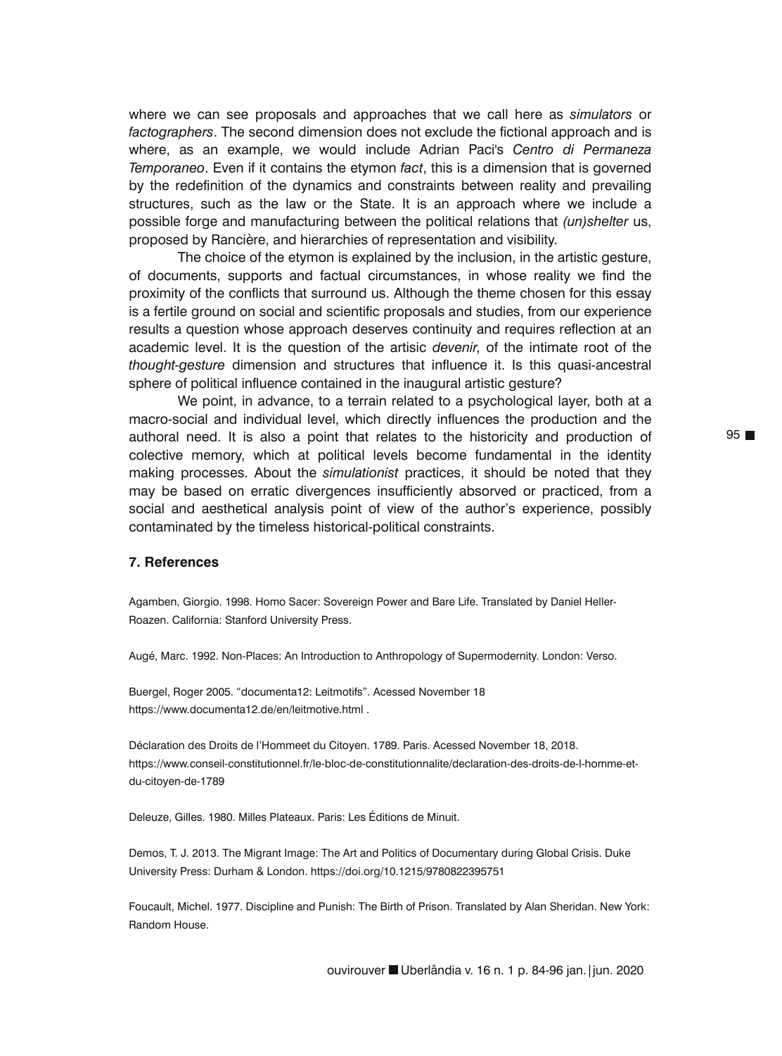where we can see proposals and approaches that we call here as *simulators* or *factographers*. The second dimension does not exclude the fictional approach and is where, as an example, we would include Adrian Paci's *Centro di Permaneza Temporaneo*. Even if it contains the etymon *fact*, this is a dimension that is governed by the redefinition of the dynamics and constraints between reality and prevailing structures, such as the law or the State. It is an approach where we include a possible forge and manufacturing between the political relations that *(un)shelter* us, proposed by Rancière, and hierarchies of representation and visibility.

The choice of the etymon is explained by the inclusion, in the artistic gesture, of documents, supports and factual circumstances, in whose reality we find the proximity of the conflicts that surround us. Although the theme chosen for this essay is a fertile ground on social and scientific proposals and studies, from our experience results a question whose approach deserves continuity and requires reflection at an academic level. It is the question of the artisic *devenir*, of the intimate root of the *thought-gesture* dimension and structures that influence it. Is this quasi-ancestral sphere of political influence contained in the inaugural artistic gesture?

We point, in advance, to a terrain related to a psychological layer, both at a macro-social and individual level, which directly influences the production and the authoral need. It is also a point that relates to the historicity and production of colective memory, which at political levels become fundamental in the identity making processes. About the *simulationist* practices, it should be noted that they may be based on erratic divergences insufficiently absorved or practiced, from a social and aesthetical analysis point of view of the author's experience, possibly contaminated by the timeless historical-political constraints.

## 7. References

Agamben, Giorgio. 1998. Homo Sacer: Sovereign Power and Bare Life. Translated by Daniel Heller-Roazen. California: Stanford University Press.

Augé, Marc. 1992. Non-Places: An Introduction to Anthropology of Supermodernity. London: Verso.

Buergel, Roger 2005. "documenta12: Leitmotifs". Acessed November 18 https://www.documenta12.de/en/leitmotive.html .

Déclaration des Droits de l'Hommeet du Citoyen. 1789. Paris. Acessed November 18, 2018. https://www.conseil-constitutionnel.fr/le-bloc-de-constitutionnalite/declaration-des-droits-de-l-homme-et-du-citoyen-de-1789

Deleuze, Gilles. 1980. Milles Plateaux. Paris: Les Éditions de Minuit.

Demos, T. J. 2013. The Migrant Image: The Art and Politics of Documentary during Global Crisis. Duke University Press: Durham & London. https://doi.org/10.1215/9780822395751

Foucault, Michel. 1977. Discipline and Punish: The Birth of Prison. Translated by Alan Sheridan. New York: Random House.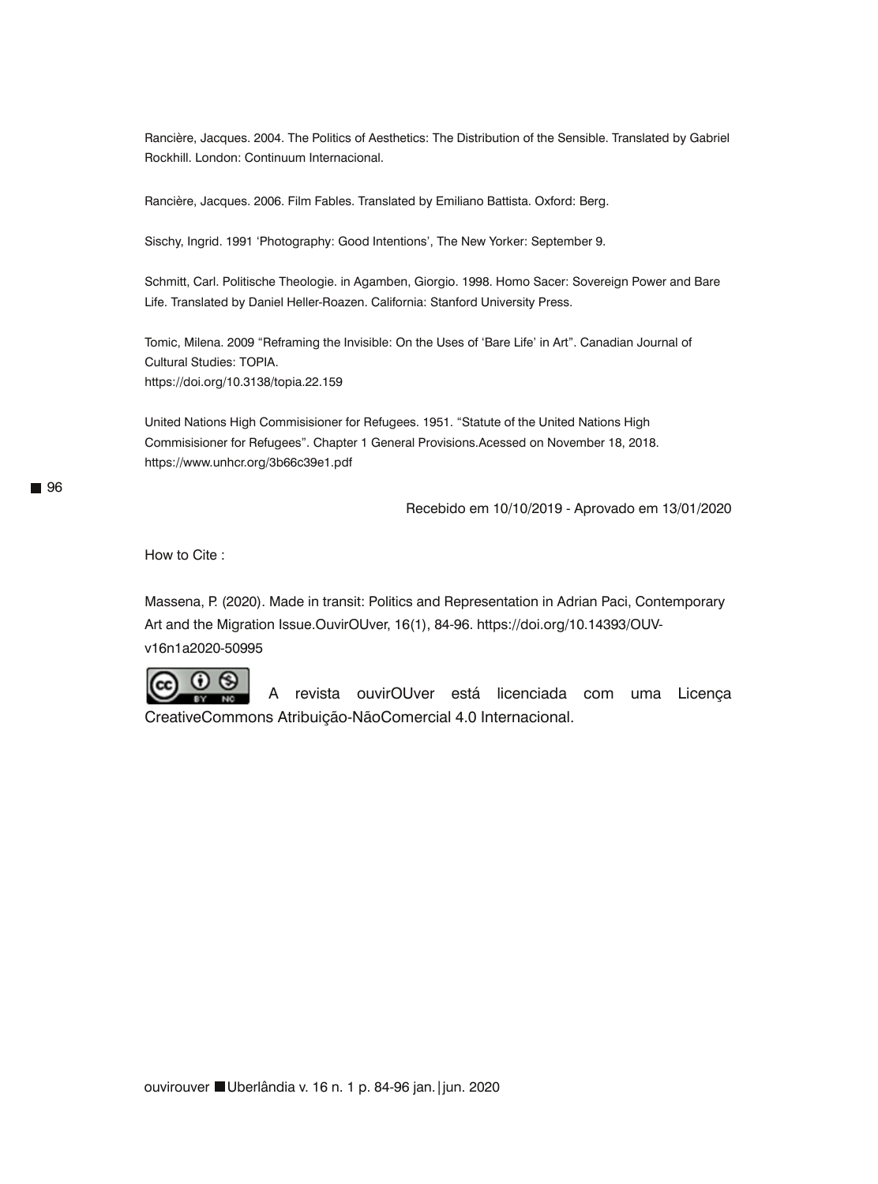Rancière, Jacques. 2004. The Politics of Aesthetics: The Distribution of the Sensible. Translated by Gabriel Rockhill. London: Continuum Internacional.

Rancière, Jacques. 2006. Film Fables. Translated by Emiliano Battista. Oxford: Berg.

Sischy, Ingrid. 1991 'Photography: Good Intentions', The New Yorker: September 9.

Schmitt, Carl. Politische Theologie. in Agamben, Giorgio. 1998. Homo Sacer: Sovereign Power and Bare Life. Translated by Daniel Heller-Roazen. California: Stanford University Press.

Tomic, Milena. 2009 "Reframing the Invisible: On the Uses of 'Bare Life' in Art". Canadian Journal of Cultural Studies: TOPIA.
https://doi.org/10.3138/topia.22.159

United Nations High Commisisioner for Refugees. 1951. "Statute of the United Nations High Commisisioner for Refugees". Chapter 1 General Provisions.Acessed on November 18, 2018.
https://www.unhcr.org/3b66c39e1.pdf

Recebido em 10/10/2019 - Aprovado em 13/01/2020

How to Cite :

Massena, P. (2020). Made in transit: Politics and Representation in Adrian Paci, Contemporary Art and the Migration Issue.OuvirOUver, 16(1), 84-96. https://doi.org/10.14393/OUV-v16n1a2020-50995

A revista ouvirOUver está licenciada com uma Licença CreativeCommons Atribuição-NãoComercial 4.0 Internacional.